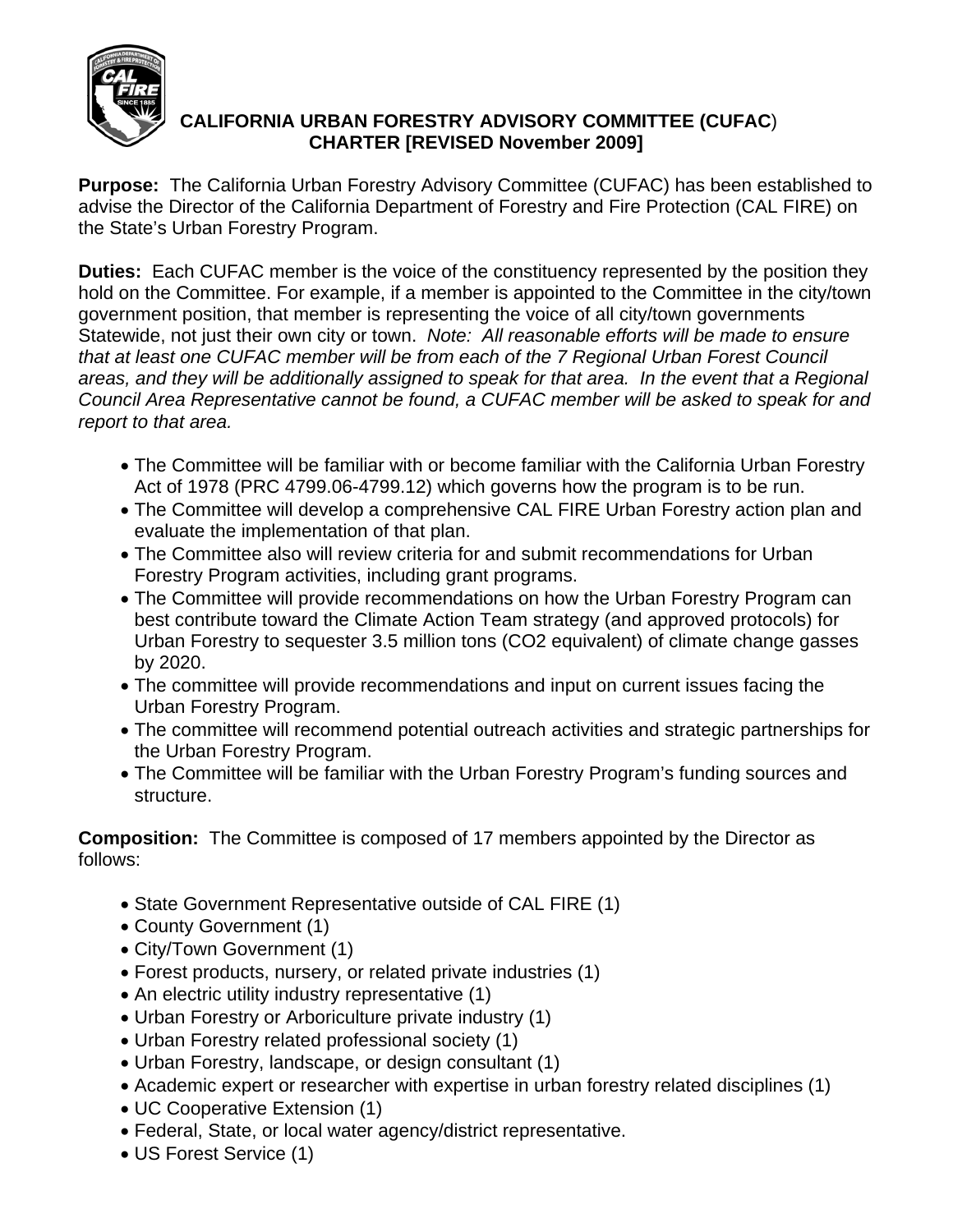# CALIFORNIA URBAN FORESTRY ADVISORY COMMITTEE (CUFAC)
## CHARTER [REVISED November 2009]

**Purpose:** The California Urban Forestry Advisory Committee (CUFAC) has been established to advise the Director of the California Department of Forestry and Fire Protection (CAL FIRE) on the State's Urban Forestry Program.

**Duties:** Each CUFAC member is the voice of the constituency represented by the position they hold on the Committee. For example, if a member is appointed to the Committee in the city/town government position, that member is representing the voice of all city/town governments Statewide, not just their own city or town. *Note: All reasonable efforts will be made to ensure that at least one CUFAC member will be from each of the 7 Regional Urban Forest Council areas, and they will be additionally assigned to speak for that area. In the event that a Regional Council Area Representative cannot be found, a CUFAC member will be asked to speak for and report to that area.*

- The Committee will be familiar with or become familiar with the California Urban Forestry Act of 1978 (PRC 4799.06-4799.12) which governs how the program is to be run.
- The Committee will develop a comprehensive CAL FIRE Urban Forestry action plan and evaluate the implementation of that plan.
- The Committee also will review criteria for and submit recommendations for Urban Forestry Program activities, including grant programs.
- The Committee will provide recommendations on how the Urban Forestry Program can best contribute toward the Climate Action Team strategy (and approved protocols) for Urban Forestry to sequester 3.5 million tons ($CO_2$ equivalent) of climate change gasses by 2020.
- The committee will provide recommendations and input on current issues facing the Urban Forestry Program.
- The committee will recommend potential outreach activities and strategic partnerships for the Urban Forestry Program.
- The Committee will be familiar with the Urban Forestry Program's funding sources and structure.

**Composition:** The Committee is composed of 17 members appointed by the Director as follows:

- State Government Representative outside of CAL FIRE (1)
- County Government (1)
- City/Town Government (1)
- Forest products, nursery, or related private industries (1)
- An electric utility industry representative (1)
- Urban Forestry or Arboriculture private industry (1)
- Urban Forestry related professional society (1)
- Urban Forestry, landscape, or design consultant (1)
- Academic expert or researcher with expertise in urban forestry related disciplines (1)
- UC Cooperative Extension (1)
- Federal, State, or local water agency/district representative.
- US Forest Service (1)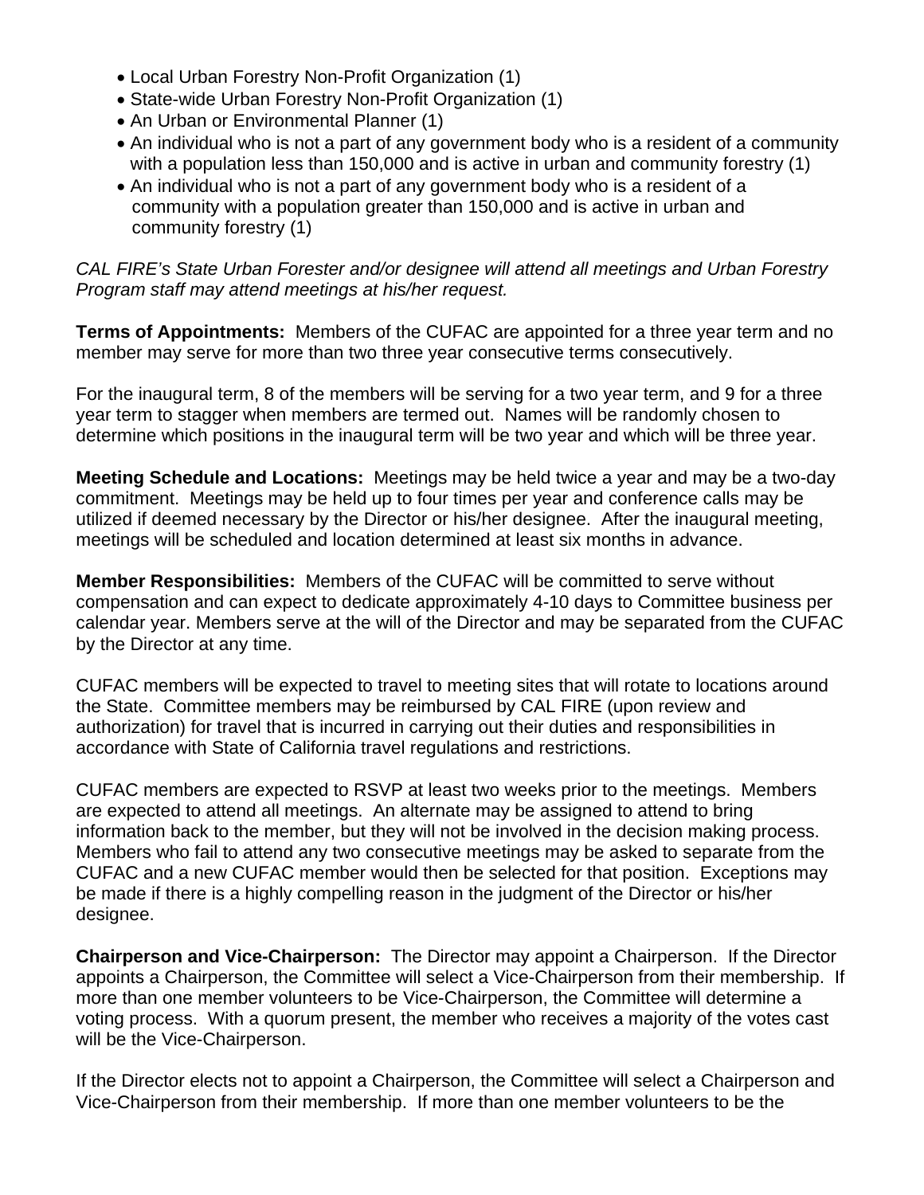- Local Urban Forestry Non-Profit Organization (1)
- State-wide Urban Forestry Non-Profit Organization (1)
- An Urban or Environmental Planner (1)
- An individual who is not a part of any government body who is a resident of a community with a population less than 150,000 and is active in urban and community forestry (1)
- An individual who is not a part of any government body who is a resident of a community with a population greater than 150,000 and is active in urban and community forestry (1)

*CAL FIRE's State Urban Forester and/or designee will attend all meetings and Urban Forestry Program staff may attend meetings at his/her request.*

**Terms of Appointments:** Members of the CUFAC are appointed for a three year term and no member may serve for more than two three year consecutive terms consecutively.

For the inaugural term, 8 of the members will be serving for a two year term, and 9 for a three year term to stagger when members are termed out. Names will be randomly chosen to determine which positions in the inaugural term will be two year and which will be three year.

**Meeting Schedule and Locations:** Meetings may be held twice a year and may be a two-day commitment. Meetings may be held up to four times per year and conference calls may be utilized if deemed necessary by the Director or his/her designee. After the inaugural meeting, meetings will be scheduled and location determined at least six months in advance.

**Member Responsibilities:** Members of the CUFAC will be committed to serve without compensation and can expect to dedicate approximately 4-10 days to Committee business per calendar year. Members serve at the will of the Director and may be separated from the CUFAC by the Director at any time.

CUFAC members will be expected to travel to meeting sites that will rotate to locations around the State. Committee members may be reimbursed by CAL FIRE (upon review and authorization) for travel that is incurred in carrying out their duties and responsibilities in accordance with State of California travel regulations and restrictions.

CUFAC members are expected to RSVP at least two weeks prior to the meetings. Members are expected to attend all meetings. An alternate may be assigned to attend to bring information back to the member, but they will not be involved in the decision making process. Members who fail to attend any two consecutive meetings may be asked to separate from the CUFAC and a new CUFAC member would then be selected for that position. Exceptions may be made if there is a highly compelling reason in the judgment of the Director or his/her designee.

**Chairperson and Vice-Chairperson:** The Director may appoint a Chairperson. If the Director appoints a Chairperson, the Committee will select a Vice-Chairperson from their membership. If more than one member volunteers to be Vice-Chairperson, the Committee will determine a voting process. With a quorum present, the member who receives a majority of the votes cast will be the Vice-Chairperson.

If the Director elects not to appoint a Chairperson, the Committee will select a Chairperson and Vice-Chairperson from their membership. If more than one member volunteers to be the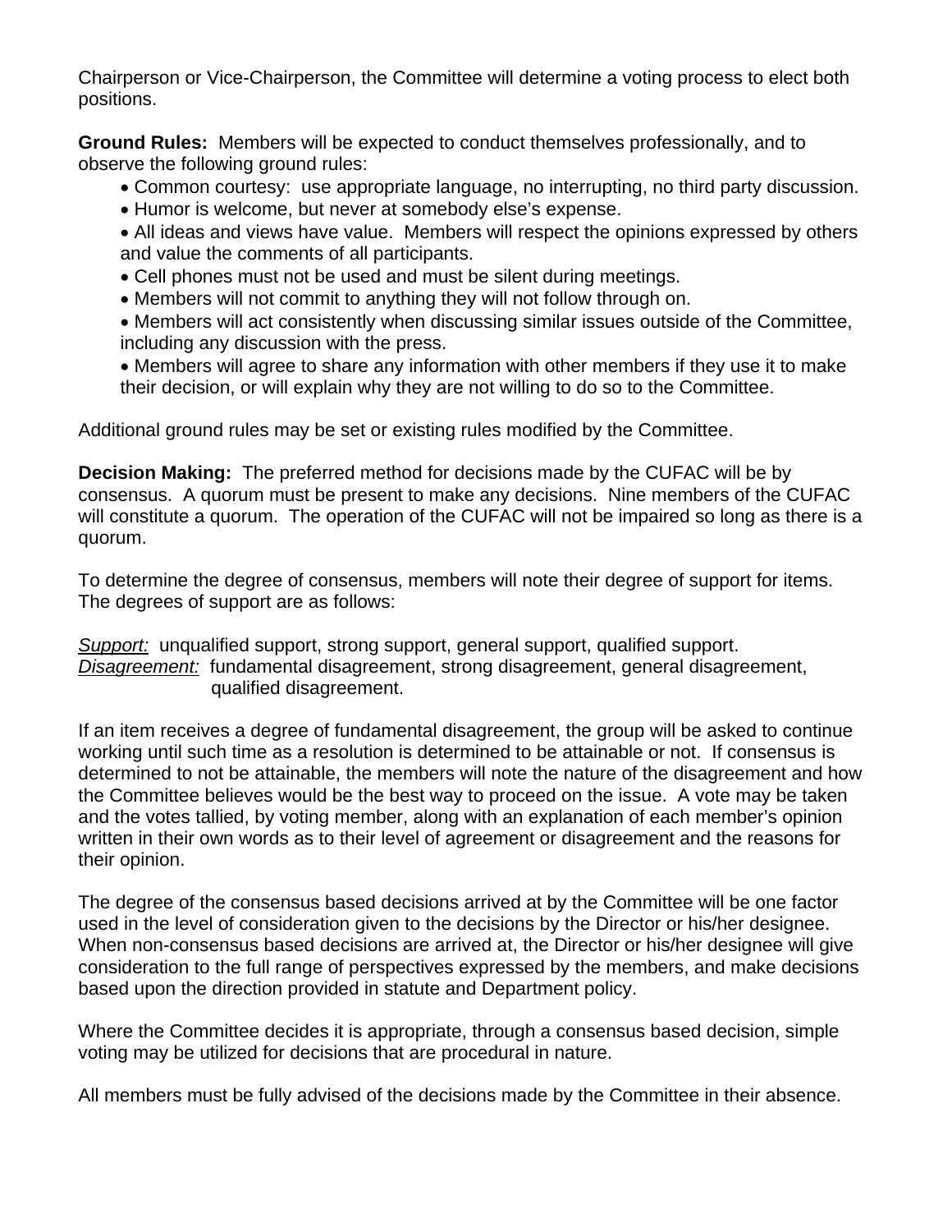Chairperson or Vice-Chairperson, the Committee will determine a voting process to elect both positions.

**Ground Rules:** Members will be expected to conduct themselves professionally, and to observe the following ground rules:

- Common courtesy: use appropriate language, no interrupting, no third party discussion.
- Humor is welcome, but never at somebody else's expense.
- All ideas and views have value. Members will respect the opinions expressed by others and value the comments of all participants.
- Cell phones must not be used and must be silent during meetings.
- Members will not commit to anything they will not follow through on.
- Members will act consistently when discussing similar issues outside of the Committee, including any discussion with the press.
- Members will agree to share any information with other members if they use it to make their decision, or will explain why they are not willing to do so to the Committee.

Additional ground rules may be set or existing rules modified by the Committee.

**Decision Making:** The preferred method for decisions made by the CUFAC will be by consensus. A quorum must be present to make any decisions. Nine members of the CUFAC will constitute a quorum. The operation of the CUFAC will not be impaired so long as there is a quorum.

To determine the degree of consensus, members will note their degree of support for items. The degrees of support are as follows:

*Support:* unqualified support, strong support, general support, qualified support.
*Disagreement:* fundamental disagreement, strong disagreement, general disagreement, qualified disagreement.

If an item receives a degree of fundamental disagreement, the group will be asked to continue working until such time as a resolution is determined to be attainable or not. If consensus is determined to not be attainable, the members will note the nature of the disagreement and how the Committee believes would be the best way to proceed on the issue. A vote may be taken and the votes tallied, by voting member, along with an explanation of each member's opinion written in their own words as to their level of agreement or disagreement and the reasons for their opinion.

The degree of the consensus based decisions arrived at by the Committee will be one factor used in the level of consideration given to the decisions by the Director or his/her designee. When non-consensus based decisions are arrived at, the Director or his/her designee will give consideration to the full range of perspectives expressed by the members, and make decisions based upon the direction provided in statute and Department policy.

Where the Committee decides it is appropriate, through a consensus based decision, simple voting may be utilized for decisions that are procedural in nature.

All members must be fully advised of the decisions made by the Committee in their absence.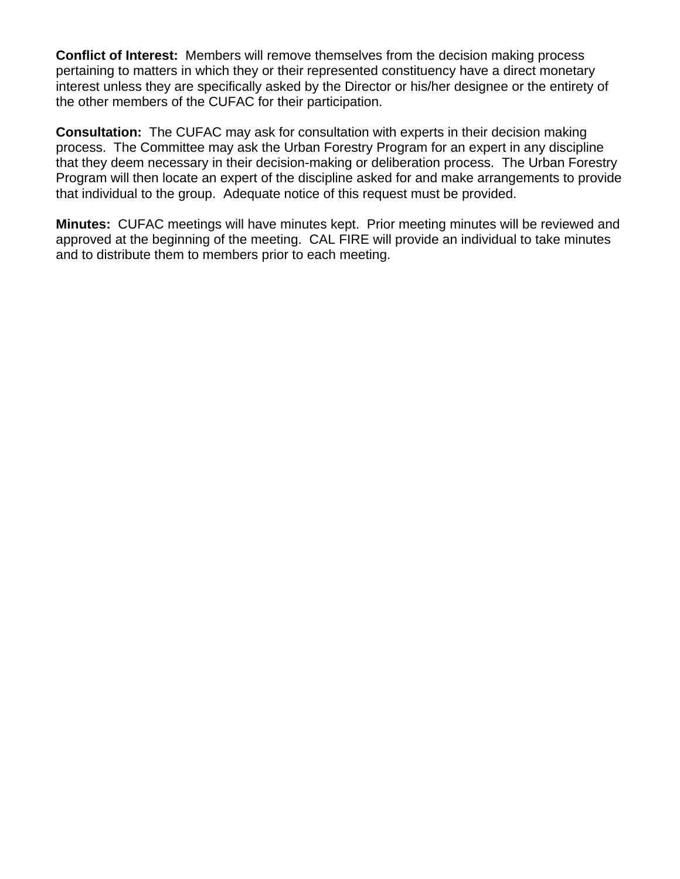**Conflict of Interest:** Members will remove themselves from the decision making process pertaining to matters in which they or their represented constituency have a direct monetary interest unless they are specifically asked by the Director or his/her designee or the entirety of the other members of the CUFAC for their participation.

**Consultation:** The CUFAC may ask for consultation with experts in their decision making process. The Committee may ask the Urban Forestry Program for an expert in any discipline that they deem necessary in their decision-making or deliberation process. The Urban Forestry Program will then locate an expert of the discipline asked for and make arrangements to provide that individual to the group. Adequate notice of this request must be provided.

**Minutes:** CUFAC meetings will have minutes kept. Prior meeting minutes will be reviewed and approved at the beginning of the meeting. CAL FIRE will provide an individual to take minutes and to distribute them to members prior to each meeting.